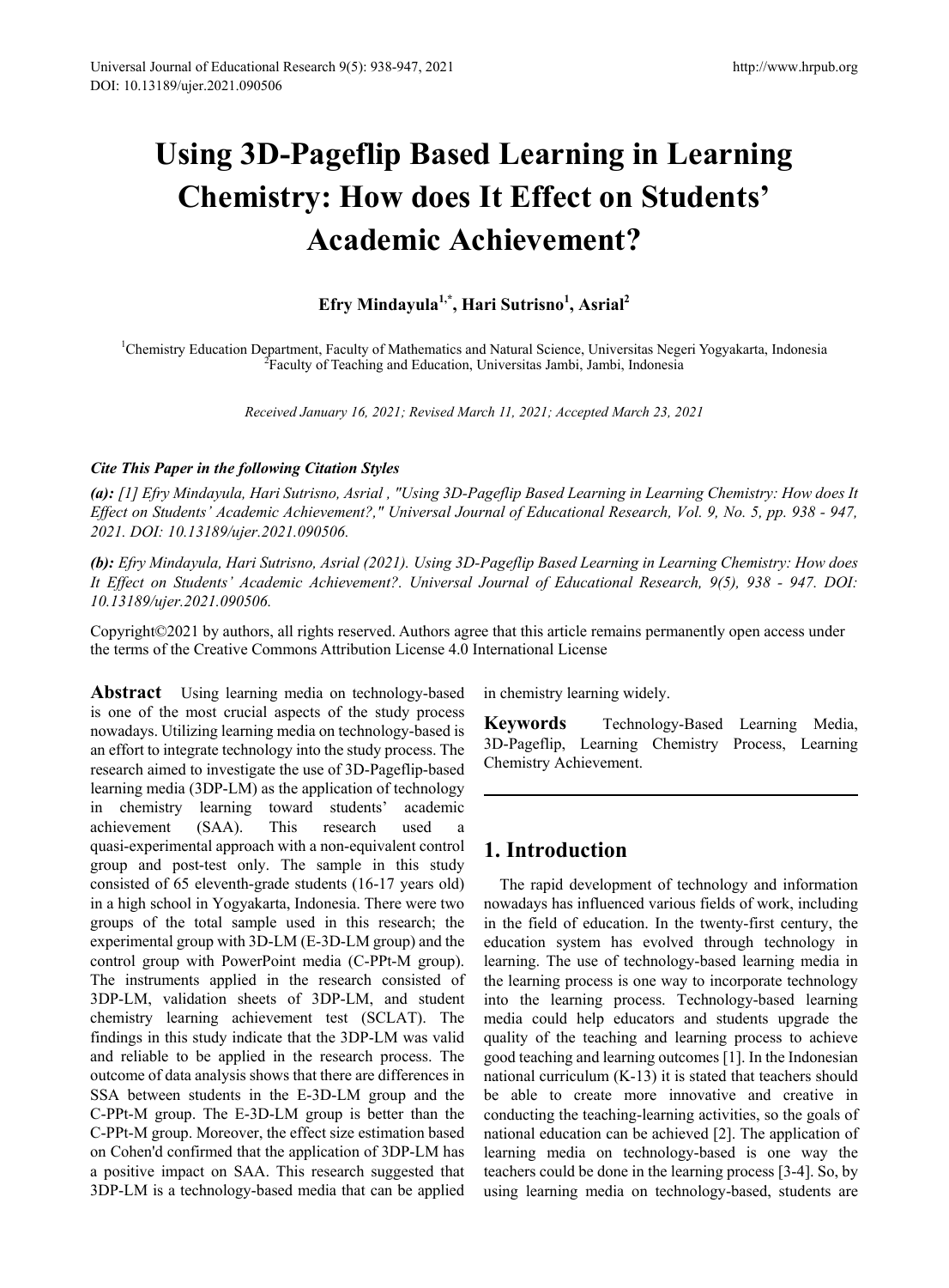# Using 3D-Pageflip Based Learning in Learning Chemistry: How does It Effect on Students' Academic Achievement?

**Efry Mindayula[1,*], Hari Sutrisno[1], Asrial[2]**

[1]Chemistry Education Department, Faculty of Mathematics and Natural Science, Universitas Negeri Yogyakarta, Indonesia
[2]Faculty of Teaching and Education, Universitas Jambi, Jambi, Indonesia

*Received January 16, 2021; Revised March 11, 2021; Accepted March 23, 2021*

***Cite This Paper in the following Citation Styles***

***(a):*** *[1] Efry Mindayula, Hari Sutrisno, Asrial , "Using 3D-Pageflip Based Learning in Learning Chemistry: How does It Effect on Students' Academic Achievement?," Universal Journal of Educational Research, Vol. 9, No. 5, pp. 938 - 947, 2021. DOI: 10.13189/ujer.2021.090506.*

***(b):*** *Efry Mindayula, Hari Sutrisno, Asrial (2021). Using 3D-Pageflip Based Learning in Learning Chemistry: How does It Effect on Students' Academic Achievement?. Universal Journal of Educational Research, 9(5), 938 - 947. DOI: 10.13189/ujer.2021.090506.*

Copyright©2021 by authors, all rights reserved. Authors agree that this article remains permanently open access under the terms of the Creative Commons Attribution License 4.0 International License

**Abstract** Using learning media on technology-based is one of the most crucial aspects of the study process nowadays. Utilizing learning media on technology-based is an effort to integrate technology into the study process. The research aimed to investigate the use of 3D-Pageflip-based learning media (3DP-LM) as the application of technology in chemistry learning toward students' academic achievement (SAA). This research used a quasi-experimental approach with a non-equivalent control group and post-test only. The sample in this study consisted of 65 eleventh-grade students (16-17 years old) in a high school in Yogyakarta, Indonesia. There were two groups of the total sample used in this research; the experimental group with 3D-LM (E-3D-LM group) and the control group with PowerPoint media (C-PPt-M group). The instruments applied in the research consisted of 3DP-LM, validation sheets of 3DP-LM, and student chemistry learning achievement test (SCLAT). The findings in this study indicate that the 3DP-LM was valid and reliable to be applied in the research process. The outcome of data analysis shows that there are differences in SSA between students in the E-3D-LM group and the C-PPt-M group. The E-3D-LM group is better than the C-PPt-M group. Moreover, the effect size estimation based on Cohen'd confirmed that the application of 3DP-LM has a positive impact on SAA. This research suggested that 3DP-LM is a technology-based media that can be applied in chemistry learning widely.

**Keywords** Technology-Based Learning Media, 3D-Pageflip, Learning Chemistry Process, Learning Chemistry Achievement.

## 1. Introduction

The rapid development of technology and information nowadays has influenced various fields of work, including in the field of education. In the twenty-first century, the education system has evolved through technology in learning. The use of technology-based learning media in the learning process is one way to incorporate technology into the learning process. Technology-based learning media could help educators and students upgrade the quality of the teaching and learning process to achieve good teaching and learning outcomes [1]. In the Indonesian national curriculum (K-13) it is stated that teachers should be able to create more innovative and creative in conducting the teaching-learning activities, so the goals of national education can be achieved [2]. The application of learning media on technology-based is one way the teachers could be done in the learning process [3-4]. So, by using learning media on technology-based, students are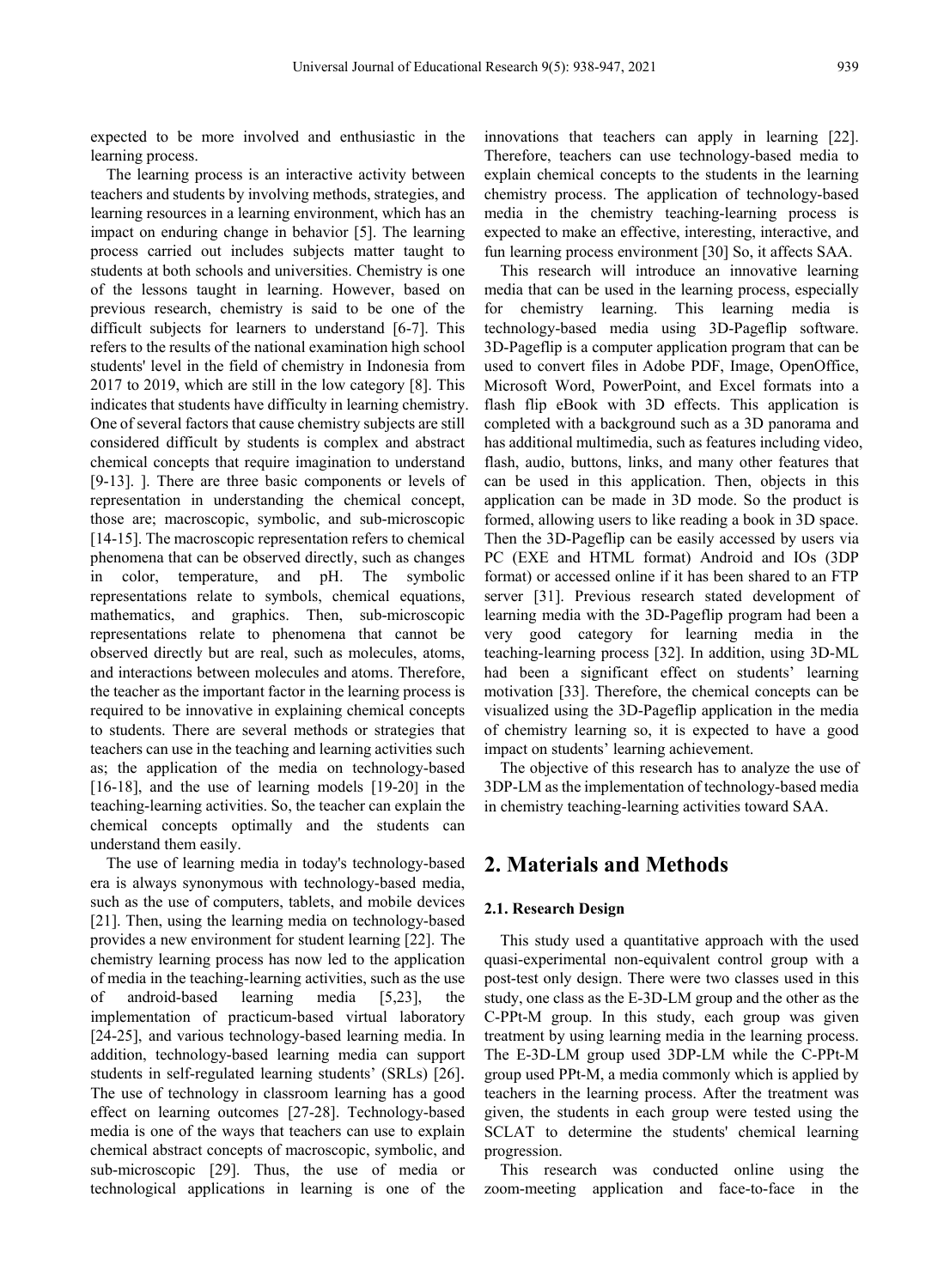expected to be more involved and enthusiastic in the learning process.

The learning process is an interactive activity between teachers and students by involving methods, strategies, and learning resources in a learning environment, which has an impact on enduring change in behavior [5]. The learning process carried out includes subjects matter taught to students at both schools and universities. Chemistry is one of the lessons taught in learning. However, based on previous research, chemistry is said to be one of the difficult subjects for learners to understand [6-7]. This refers to the results of the national examination high school students' level in the field of chemistry in Indonesia from 2017 to 2019, which are still in the low category [8]. This indicates that students have difficulty in learning chemistry. One of several factors that cause chemistry subjects are still considered difficult by students is complex and abstract chemical concepts that require imagination to understand [9-13]. ]. There are three basic components or levels of representation in understanding the chemical concept, those are; macroscopic, symbolic, and sub-microscopic [14-15]. The macroscopic representation refers to chemical phenomena that can be observed directly, such as changes in color, temperature, and pH. The symbolic representations relate to symbols, chemical equations, mathematics, and graphics. Then, sub-microscopic representations relate to phenomena that cannot be observed directly but are real, such as molecules, atoms, and interactions between molecules and atoms. Therefore, the teacher as the important factor in the learning process is required to be innovative in explaining chemical concepts to students. There are several methods or strategies that teachers can use in the teaching and learning activities such as; the application of the media on technology-based [16-18], and the use of learning models [19-20] in the teaching-learning activities. So, the teacher can explain the chemical concepts optimally and the students can understand them easily.

The use of learning media in today's technology-based era is always synonymous with technology-based media, such as the use of computers, tablets, and mobile devices [21]. Then, using the learning media on technology-based provides a new environment for student learning [22]. The chemistry learning process has now led to the application of media in the teaching-learning activities, such as the use of android-based learning media [5,23], the implementation of practicum-based virtual laboratory [24-25], and various technology-based learning media. In addition, technology-based learning media can support students in self-regulated learning students' (SRLs) [26]. The use of technology in classroom learning has a good effect on learning outcomes [27-28]. Technology-based media is one of the ways that teachers can use to explain chemical abstract concepts of macroscopic, symbolic, and sub-microscopic [29]. Thus, the use of media or technological applications in learning is one of the innovations that teachers can apply in learning [22]. Therefore, teachers can use technology-based media to explain chemical concepts to the students in the learning chemistry process. The application of technology-based media in the chemistry teaching-learning process is expected to make an effective, interesting, interactive, and fun learning process environment [30] So, it affects SAA.

This research will introduce an innovative learning media that can be used in the learning process, especially for chemistry learning. This learning media is technology-based media using 3D-Pageflip software. 3D-Pageflip is a computer application program that can be used to convert files in Adobe PDF, Image, OpenOffice, Microsoft Word, PowerPoint, and Excel formats into a flash flip eBook with 3D effects. This application is completed with a background such as a 3D panorama and has additional multimedia, such as features including video, flash, audio, buttons, links, and many other features that can be used in this application. Then, objects in this application can be made in 3D mode. So the product is formed, allowing users to like reading a book in 3D space. Then the 3D-Pageflip can be easily accessed by users via PC (EXE and HTML format) Android and IOs (3DP format) or accessed online if it has been shared to an FTP server [31]. Previous research stated development of learning media with the 3D-Pageflip program had been a very good category for learning media in the teaching-learning process [32]. In addition, using 3D-ML had been a significant effect on students' learning motivation [33]. Therefore, the chemical concepts can be visualized using the 3D-Pageflip application in the media of chemistry learning so, it is expected to have a good impact on students' learning achievement.

The objective of this research has to analyze the use of 3DP-LM as the implementation of technology-based media in chemistry teaching-learning activities toward SAA.

# 2. Materials and Methods

## 2.1. Research Design

This study used a quantitative approach with the used quasi-experimental non-equivalent control group with a post-test only design. There were two classes used in this study, one class as the E-3D-LM group and the other as the C-PPt-M group. In this study, each group was given treatment by using learning media in the learning process. The E-3D-LM group used 3DP-LM while the C-PPt-M group used PPt-M, a media commonly which is applied by teachers in the learning process. After the treatment was given, the students in each group were tested using the SCLAT to determine the students' chemical learning progression.

This research was conducted online using the zoom-meeting application and face-to-face in the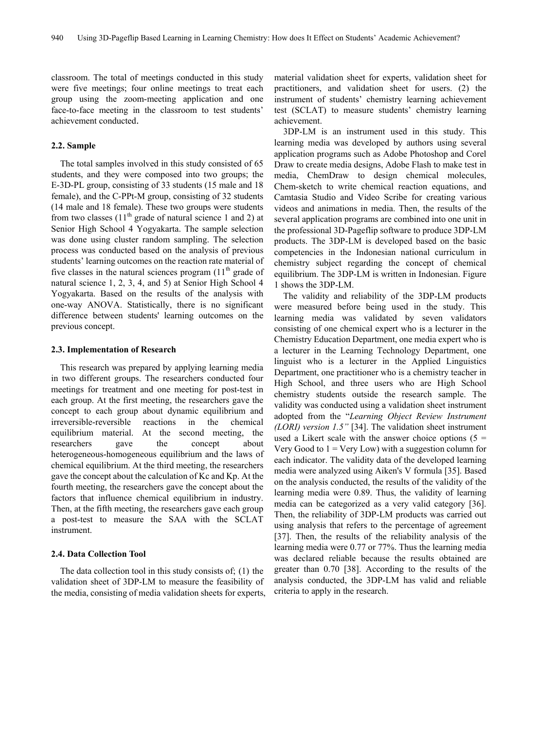classroom. The total of meetings conducted in this study were five meetings; four online meetings to treat each group using the zoom-meeting application and one face-to-face meeting in the classroom to test students' achievement conducted.

### 2.2. Sample

The total samples involved in this study consisted of 65 students, and they were composed into two groups; the E-3D-PL group, consisting of 33 students (15 male and 18 female), and the C-PPt-M group, consisting of 32 students (14 male and 18 female). These two groups were students from two classes (11th grade of natural science 1 and 2) at Senior High School 4 Yogyakarta. The sample selection was done using cluster random sampling. The selection process was conducted based on the analysis of previous students' learning outcomes on the reaction rate material of five classes in the natural sciences program (11th grade of natural science 1, 2, 3, 4, and 5) at Senior High School 4 Yogyakarta. Based on the results of the analysis with one-way ANOVA. Statistically, there is no significant difference between students' learning outcomes on the previous concept.

### 2.3. Implementation of Research

This research was prepared by applying learning media in two different groups. The researchers conducted four meetings for treatment and one meeting for post-test in each group. At the first meeting, the researchers gave the concept to each group about dynamic equilibrium and irreversible-reversible reactions in the chemical equilibrium material. At the second meeting, the researchers gave the concept about heterogeneous-homogeneous equilibrium and the laws of chemical equilibrium. At the third meeting, the researchers gave the concept about the calculation of Kc and Kp. At the fourth meeting, the researchers gave the concept about the factors that influence chemical equilibrium in industry. Then, at the fifth meeting, the researchers gave each group a post-test to measure the SAA with the SCLAT instrument.

### 2.4. Data Collection Tool

The data collection tool in this study consists of; (1) the validation sheet of 3DP-LM to measure the feasibility of the media, consisting of media validation sheets for experts, material validation sheet for experts, validation sheet for practitioners, and validation sheet for users. (2) the instrument of students' chemistry learning achievement test (SCLAT) to measure students' chemistry learning achievement.

3DP-LM is an instrument used in this study. This learning media was developed by authors using several application programs such as Adobe Photoshop and Corel Draw to create media designs, Adobe Flash to make test in media, ChemDraw to design chemical molecules, Chem-sketch to write chemical reaction equations, and Camtasia Studio and Video Scribe for creating various videos and animations in media. Then, the results of the several application programs are combined into one unit in the professional 3D-Pageflip software to produce 3DP-LM products. The 3DP-LM is developed based on the basic competencies in the Indonesian national curriculum in chemistry subject regarding the concept of chemical equilibrium. The 3DP-LM is written in Indonesian. Figure 1 shows the 3DP-LM.

The validity and reliability of the 3DP-LM products were measured before being used in the study. This learning media was validated by seven validators consisting of one chemical expert who is a lecturer in the Chemistry Education Department, one media expert who is a lecturer in the Learning Technology Department, one linguist who is a lecturer in the Applied Linguistics Department, one practitioner who is a chemistry teacher in High School, and three users who are High School chemistry students outside the research sample. The validity was conducted using a validation sheet instrument adopted from the "*Learning Object Review Instrument (LORI) version 1.5"* [34]. The validation sheet instrument used a Likert scale with the answer choice options (5 = Very Good to 1 = Very Low) with a suggestion column for each indicator. The validity data of the developed learning media were analyzed using Aiken's V formula [35]. Based on the analysis conducted, the results of the validity of the learning media were 0.89. Thus, the validity of learning media can be categorized as a very valid category [36]. Then, the reliability of 3DP-LM products was carried out using analysis that refers to the percentage of agreement [37]. Then, the results of the reliability analysis of the learning media were 0.77 or 77%. Thus the learning media was declared reliable because the results obtained are greater than 0.70 [38]. According to the results of the analysis conducted, the 3DP-LM has valid and reliable criteria to apply in the research.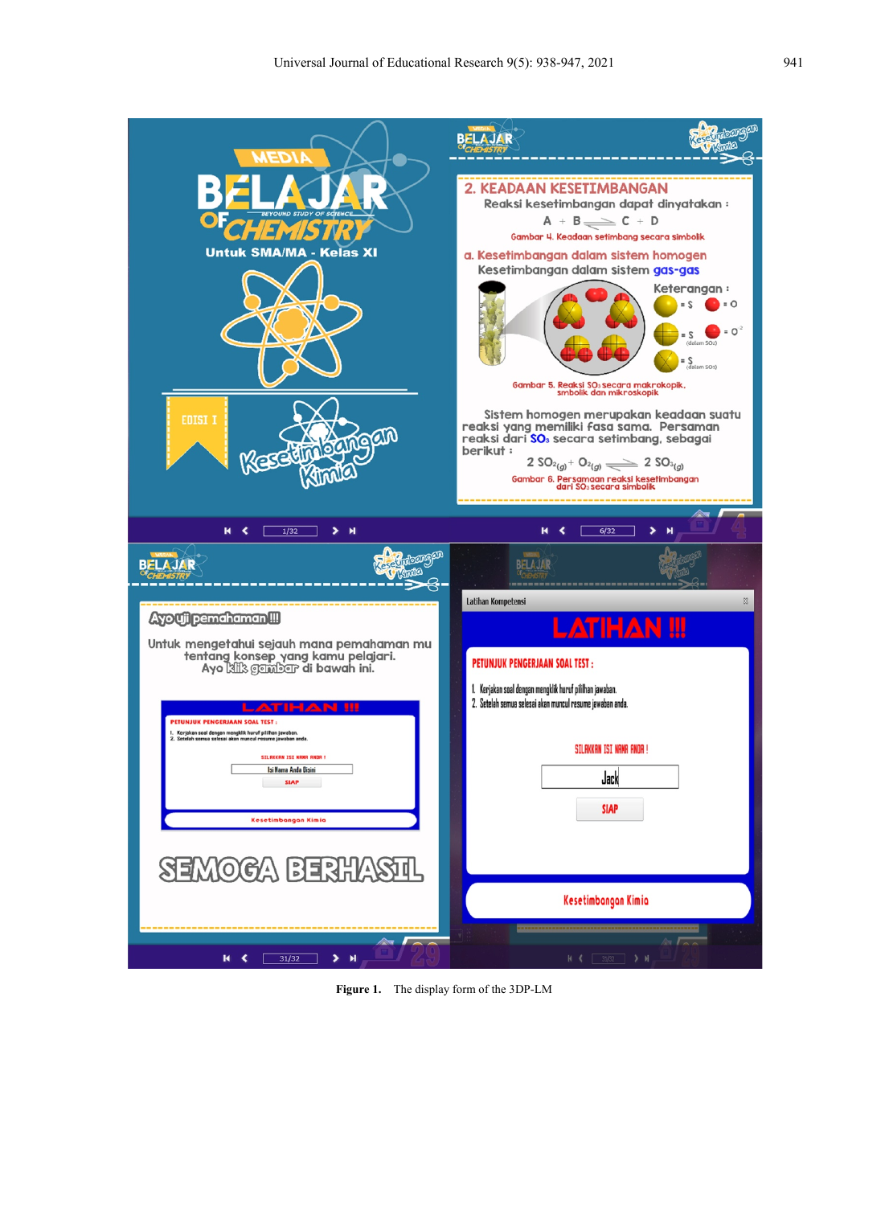Figure 1. The display form of the 3DP-LM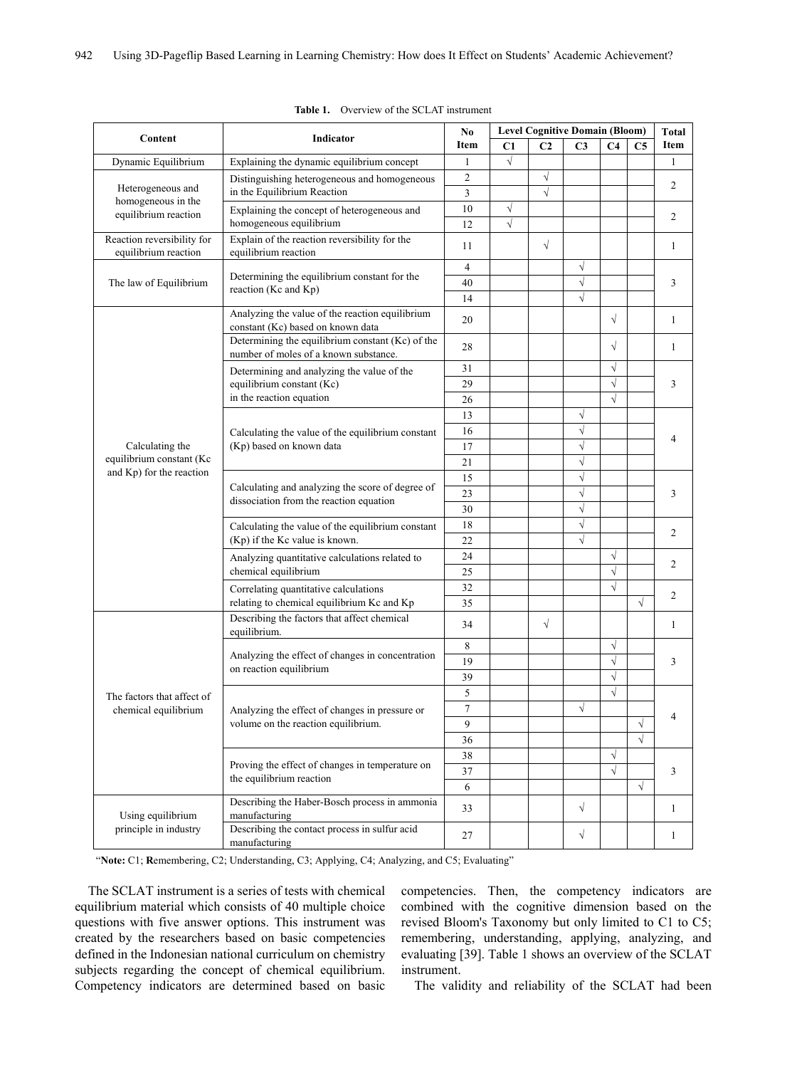**Table 1.** Overview of the SCLAT instrument

| Content | Indicator | No Item | Level Cognitive Domain (Bloom) | | | | | Total Item |
|---|---|---|---|---|---|---|---|---|
| | | | C1 | C2 | C3 | C4 | C5 | |
| Dynamic Equilibrium | Explaining the dynamic equilibrium concept | 1 | √ | | | | | 1 |
| Heterogeneous and homogeneous in the equilibrium reaction | Distinguishing heterogeneous and homogeneous in the Equilibrium Reaction | 2 | | √ | | | | 2 |
| | | 3 | | √ | | | | |
| | Explaining the concept of heterogeneous and homogeneous equilibrium | 10 | √ | | | | | 2 |
| | | 12 | √ | | | | | |
| Reaction reversibility for equilibrium reaction | Explain of the reaction reversibility for the equilibrium reaction | 11 | | √ | | | | 1 |
| The law of Equilibrium | Determining the equilibrium constant for the reaction (Kc and Kp) | 4 | | | √ | | | 3 |
| | | 40 | | | √ | | | |
| | | 14 | | | √ | | | |
| Calculating the equilibrium constant (Kc and Kp) for the reaction | Analyzing the value of the reaction equilibrium constant (Kc) based on known data | 20 | | | | √ | | 1 |
| | Determining the equilibrium constant (Kc) of the number of moles of a known substance. | 28 | | | | √ | | 1 |
| | Determining and analyzing the value of the equilibrium constant (Kc) in the reaction equation | 31 | | | | √ | | 3 |
| | | 29 | | | | √ | | |
| | | 26 | | | | √ | | |
| | Calculating the value of the equilibrium constant (Kp) based on known data | 13 | | | √ | | | 4 |
| | | 16 | | | √ | | | |
| | | 17 | | | √ | | | |
| | | 21 | | | √ | | | |
| | Calculating and analyzing the score of degree of dissociation from the reaction equation | 15 | | | √ | | | 3 |
| | | 23 | | | √ | | | |
| | | 30 | | | √ | | | |
| | Calculating the value of the equilibrium constant (Kp) if the Kc value is known. | 18 | | | √ | | | 2 |
| | | 22 | | | √ | | | |
| | Analyzing quantitative calculations related to chemical equilibrium | 24 | | | | √ | | 2 |
| | | 25 | | | | √ | | |
| | Correlating quantitative calculations relating to chemical equilibrium Kc and Kp | 32 | | | | √ | | 2 |
| | | 35 | | | | | √ | |
| The factors that affect of chemical equilibrium | Describing the factors that affect chemical equilibrium. | 34 | | √ | | | | 1 |
| | Analyzing the effect of changes in concentration on reaction equilibrium | 8 | | | | √ | | 3 |
| | | 19 | | | | √ | | |
| | | 39 | | | | √ | | |
| | Analyzing the effect of changes in pressure or volume on the reaction equilibrium. | 5 | | | | √ | | 4 |
| | | 7 | | | √ | | | |
| | | 9 | | | | | √ | |
| | | 36 | | | | | √ | |
| | Proving the effect of changes in temperature on the equilibrium reaction | 38 | | | | √ | | 3 |
| | | 37 | | | | √ | | |
| | | 6 | | | | | √ | |
| Using equilibrium principle in industry | Describing the Haber-Bosch process in ammonia manufacturing | 33 | | | √ | | | 1 |
| | Describing the contact process in sulfur acid manufacturing | 27 | | | √ | | | 1 |

"**Note:** C1; **R**emembering, C2; Understanding, C3; Applying, C4; Analyzing, and C5; Evaluating"

The SCLAT instrument is a series of tests with chemical equilibrium material which consists of 40 multiple choice questions with five answer options. This instrument was created by the researchers based on basic competencies defined in the Indonesian national curriculum on chemistry subjects regarding the concept of chemical equilibrium. Competency indicators are determined based on basic competencies. Then, the competency indicators are combined with the cognitive dimension based on the revised Bloom's Taxonomy but only limited to C1 to C5; remembering, understanding, applying, analyzing, and evaluating [39]. Table 1 shows an overview of the SCLAT instrument.

The validity and reliability of the SCLAT had been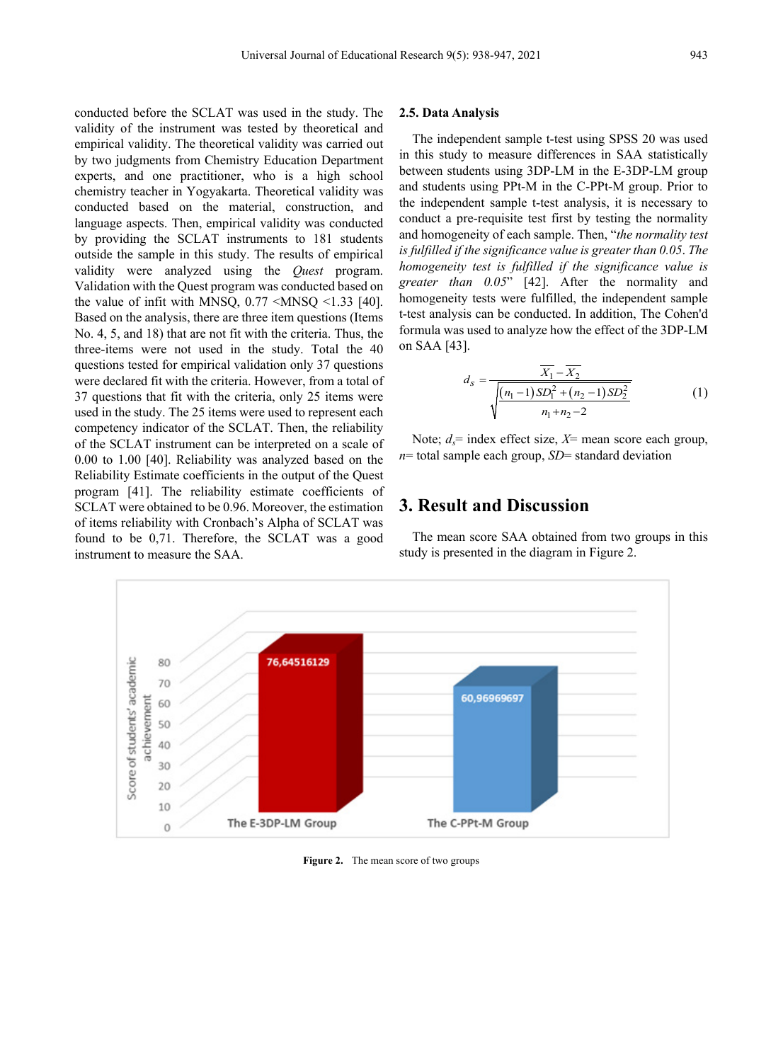conducted before the SCLAT was used in the study. The validity of the instrument was tested by theoretical and empirical validity. The theoretical validity was carried out by two judgments from Chemistry Education Department experts, and one practitioner, who is a high school chemistry teacher in Yogyakarta. Theoretical validity was conducted based on the material, construction, and language aspects. Then, empirical validity was conducted by providing the SCLAT instruments to 181 students outside the sample in this study. The results of empirical validity were analyzed using the *Quest* program. Validation with the Quest program was conducted based on the value of infit with MNSQ, 0.77 <MNSQ <1.33 [40]. Based on the analysis, there are three item questions (Items No. 4, 5, and 18) that are not fit with the criteria. Thus, the three-items were not used in the study. Total the 40 questions tested for empirical validation only 37 questions were declared fit with the criteria. However, from a total of 37 questions that fit with the criteria, only 25 items were used in the study. The 25 items were used to represent each competency indicator of the SCLAT. Then, the reliability of the SCLAT instrument can be interpreted on a scale of 0.00 to 1.00 [40]. Reliability was analyzed based on the Reliability Estimate coefficients in the output of the Quest program [41]. The reliability estimate coefficients of SCLAT were obtained to be 0.96. Moreover, the estimation of items reliability with Cronbach's Alpha of SCLAT was found to be 0,71. Therefore, the SCLAT was a good instrument to measure the SAA.

### 2.5. Data Analysis

The independent sample t-test using SPSS 20 was used in this study to measure differences in SAA statistically between students using 3DP-LM in the E-3DP-LM group and students using PPt-M in the C-PPt-M group. Prior to the independent sample t-test analysis, it is necessary to conduct a pre-requisite test first by testing the normality and homogeneity of each sample. Then, "*the normality test is fulfilled if the significance value is greater than 0.05. The homogeneity test is fulfilled if the significance value is greater than 0.05*" [42]. After the normality and homogeneity tests were fulfilled, the independent sample t-test analysis can be conducted. In addition, The Cohen'd formula was used to analyze how the effect of the 3DP-LM on SAA [43].

$$d_s = \frac{\overline{X_1} - \overline{X_2}}{\sqrt{\dfrac{(n_1 - 1)SD_1^2 + (n_2 - 1)SD_2^2}{n_1 + n_2 - 2}}} \quad (1)$$

Note; $d_s$= index effect size, $X$= mean score each group, $n$= total sample each group, $SD$= standard deviation

## 3. Result and Discussion

The mean score SAA obtained from two groups in this study is presented in the diagram in Figure 2.

| Group | Score of students' academic achievement |
|---|---|
| The E-3DP-LM Group | 76,64516129 |
| The C-PPt-M Group | 60,96969697 |

**Figure 2.** The mean score of two groups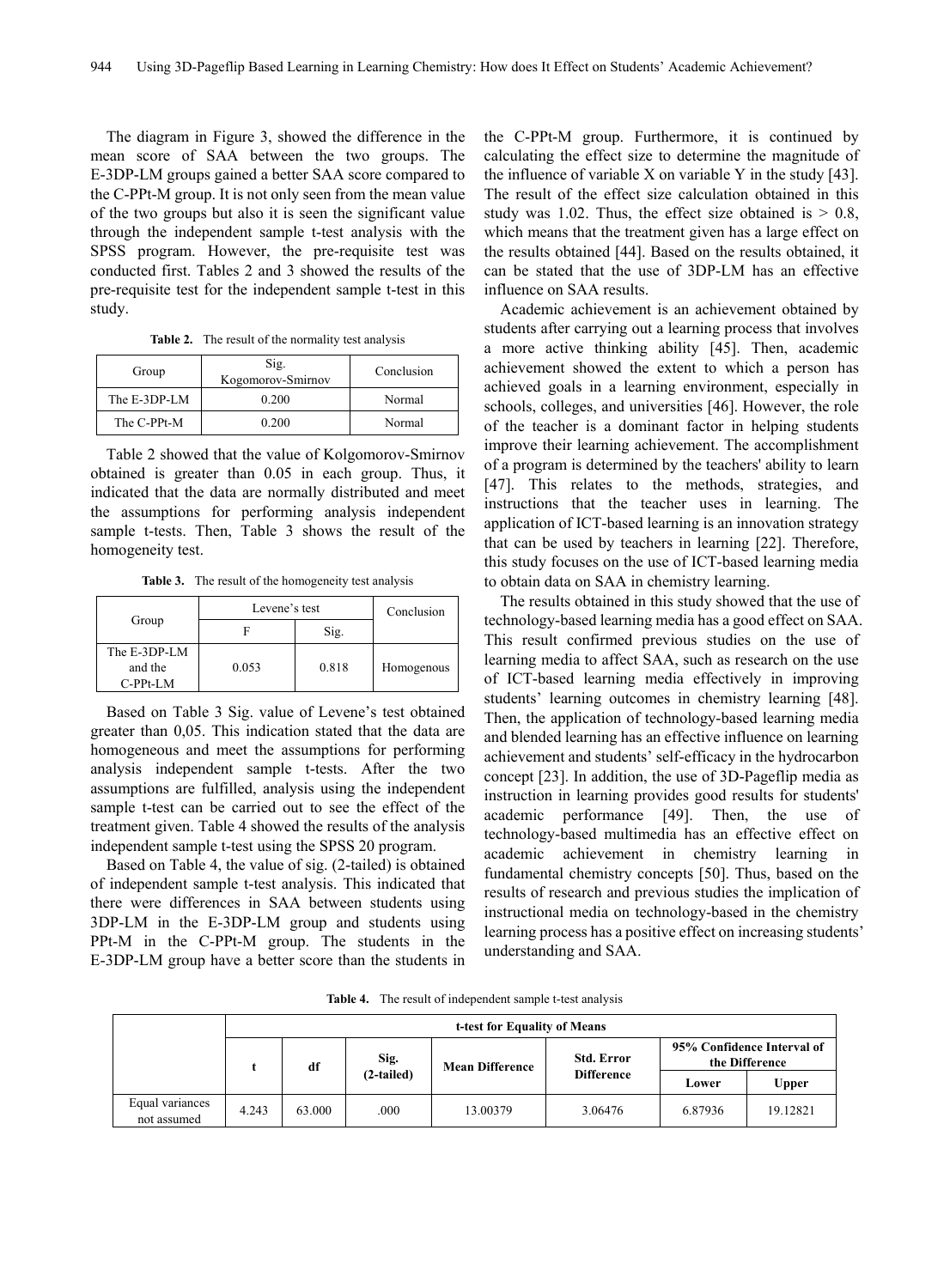The diagram in Figure 3, showed the difference in the mean score of SAA between the two groups. The E-3DP-LM groups gained a better SAA score compared to the C-PPt-M group. It is not only seen from the mean value of the two groups but also it is seen the significant value through the independent sample t-test analysis with the SPSS program. However, the pre-requisite test was conducted first. Tables 2 and 3 showed the results of the pre-requisite test for the independent sample t-test in this study.

**Table 2.** The result of the normality test analysis

| Group | Sig. Kogomorov-Smirnov | Conclusion |
|---|---|---|
| The E-3DP-LM | 0.200 | Normal |
| The C-PPt-M | 0.200 | Normal |

Table 2 showed that the value of Kolgomorov-Smirnov obtained is greater than 0.05 in each group. Thus, it indicated that the data are normally distributed and meet the assumptions for performing analysis independent sample t-tests. Then, Table 3 shows the result of the homogeneity test.

**Table 3.** The result of the homogeneity test analysis

| Group | Levene's test | | Conclusion |
|---|---|---|---|
| | F | Sig. | |
| The E-3DP-LM and the C-PPt-LM | 0.053 | 0.818 | Homogenous |

Based on Table 3 Sig. value of Levene's test obtained greater than 0,05. This indication stated that the data are homogeneous and meet the assumptions for performing analysis independent sample t-tests. After the two assumptions are fulfilled, analysis using the independent sample t-test can be carried out to see the effect of the treatment given. Table 4 showed the results of the analysis independent sample t-test using the SPSS 20 program.

Based on Table 4, the value of sig. (2-tailed) is obtained of independent sample t-test analysis. This indicated that there were differences in SAA between students using 3DP-LM in the E-3DP-LM group and students using PPt-M in the C-PPt-M group. The students in the E-3DP-LM group have a better score than the students in the C-PPt-M group. Furthermore, it is continued by calculating the effect size to determine the magnitude of the influence of variable X on variable Y in the study [43]. The result of the effect size calculation obtained in this study was 1.02. Thus, the effect size obtained is > 0.8, which means that the treatment given has a large effect on the results obtained [44]. Based on the results obtained, it can be stated that the use of 3DP-LM has an effective influence on SAA results.

Academic achievement is an achievement obtained by students after carrying out a learning process that involves a more active thinking ability [45]. Then, academic achievement showed the extent to which a person has achieved goals in a learning environment, especially in schools, colleges, and universities [46]. However, the role of the teacher is a dominant factor in helping students improve their learning achievement. The accomplishment of a program is determined by the teachers' ability to learn [47]. This relates to the methods, strategies, and instructions that the teacher uses in learning. The application of ICT-based learning is an innovation strategy that can be used by teachers in learning [22]. Therefore, this study focuses on the use of ICT-based learning media to obtain data on SAA in chemistry learning.

The results obtained in this study showed that the use of technology-based learning media has a good effect on SAA. This result confirmed previous studies on the use of learning media to affect SAA, such as research on the use of ICT-based learning media effectively in improving students' learning outcomes in chemistry learning [48]. Then, the application of technology-based learning media and blended learning has an effective influence on learning achievement and students' self-efficacy in the hydrocarbon concept [23]. In addition, the use of 3D-Pageflip media as instruction in learning provides good results for students' academic performance [49]. Then, the use of technology-based multimedia has an effective effect on academic achievement in chemistry learning in fundamental chemistry concepts [50]. Thus, based on the results of research and previous studies the implication of instructional media on technology-based in the chemistry learning process has a positive effect on increasing students' understanding and SAA.

**Table 4.** The result of independent sample t-test analysis

| | t-test for Equality of Means | | | | | | |
|---|---|---|---|---|---|---|---|
| | t | df | Sig. (2-tailed) | Mean Difference | Std. Error Difference | 95% Confidence Interval of the Difference | |
| | | | | | | Lower | Upper |
| Equal variances not assumed | 4.243 | 63.000 | .000 | 13.00379 | 3.06476 | 6.87936 | 19.12821 |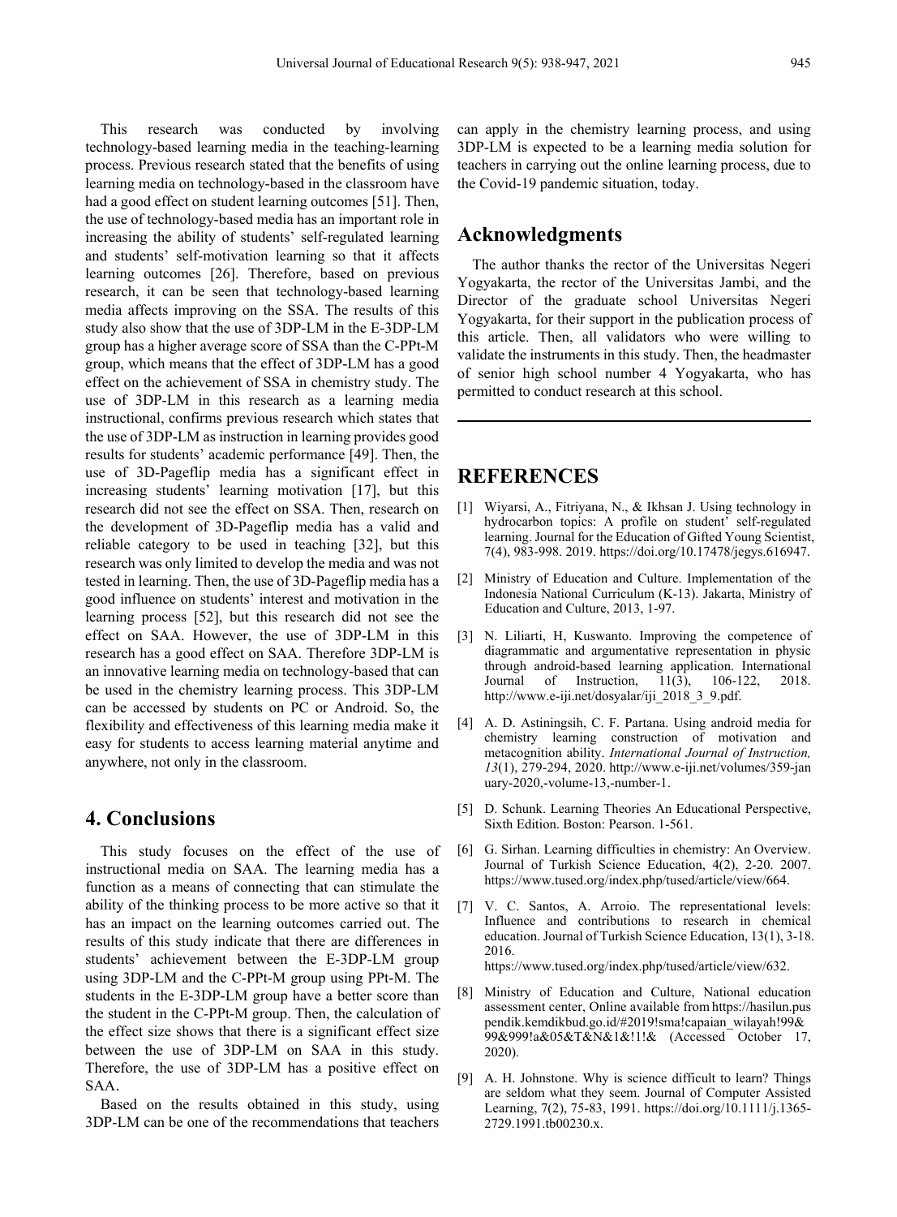This research was conducted by involving technology-based learning media in the teaching-learning process. Previous research stated that the benefits of using learning media on technology-based in the classroom have had a good effect on student learning outcomes [51]. Then, the use of technology-based media has an important role in increasing the ability of students' self-regulated learning and students' self-motivation learning so that it affects learning outcomes [26]. Therefore, based on previous research, it can be seen that technology-based learning media affects improving on the SSA. The results of this study also show that the use of 3DP-LM in the E-3DP-LM group has a higher average score of SSA than the C-PPt-M group, which means that the effect of 3DP-LM has a good effect on the achievement of SSA in chemistry study. The use of 3DP-LM in this research as a learning media instructional, confirms previous research which states that the use of 3DP-LM as instruction in learning provides good results for students' academic performance [49]. Then, the use of 3D-Pageflip media has a significant effect in increasing students' learning motivation [17], but this research did not see the effect on SSA. Then, research on the development of 3D-Pageflip media has a valid and reliable category to be used in teaching [32], but this research was only limited to develop the media and was not tested in learning. Then, the use of 3D-Pageflip media has a good influence on students' interest and motivation in the learning process [52], but this research did not see the effect on SAA. However, the use of 3DP-LM in this research has a good effect on SAA. Therefore 3DP-LM is an innovative learning media on technology-based that can be used in the chemistry learning process. This 3DP-LM can be accessed by students on PC or Android. So, the flexibility and effectiveness of this learning media make it easy for students to access learning material anytime and anywhere, not only in the classroom.

## 4. Conclusions

This study focuses on the effect of the use of instructional media on SAA. The learning media has a function as a means of connecting that can stimulate the ability of the thinking process to be more active so that it has an impact on the learning outcomes carried out. The results of this study indicate that there are differences in students' achievement between the E-3DP-LM group using 3DP-LM and the C-PPt-M group using PPt-M. The students in the E-3DP-LM group have a better score than the student in the C-PPt-M group. Then, the calculation of the effect size shows that there is a significant effect size between the use of 3DP-LM on SAA in this study. Therefore, the use of 3DP-LM has a positive effect on SAA.

Based on the results obtained in this study, using 3DP-LM can be one of the recommendations that teachers can apply in the chemistry learning process, and using 3DP-LM is expected to be a learning media solution for teachers in carrying out the online learning process, due to the Covid-19 pandemic situation, today.

## Acknowledgments

The author thanks the rector of the Universitas Negeri Yogyakarta, the rector of the Universitas Jambi, and the Director of the graduate school Universitas Negeri Yogyakarta, for their support in the publication process of this article. Then, all validators who were willing to validate the instruments in this study. Then, the headmaster of senior high school number 4 Yogyakarta, who has permitted to conduct research at this school.

## REFERENCES

[1] Wiyarsi, A., Fitriyana, N., & Ikhsan J. Using technology in hydrocarbon topics: A profile on student' self-regulated learning. Journal for the Education of Gifted Young Scientist, 7(4), 983-998. 2019. https://doi.org/10.17478/jegys.616947.

[2] Ministry of Education and Culture. Implementation of the Indonesia National Curriculum (K-13). Jakarta, Ministry of Education and Culture, 2013, 1-97.

[3] N. Liliarti, H, Kuswanto. Improving the competence of diagrammatic and argumentative representation in physic through android-based learning application. International Journal of Instruction, 11(3), 106-122, 2018. http://www.e-iji.net/dosyalar/iji_2018_3_9.pdf.

[4] A. D. Astiningsih, C. F. Partana. Using android media for chemistry learning construction of motivation and metacognition ability. *International Journal of Instruction, 13*(1), 279-294, 2020. http://www.e-iji.net/volumes/359-january-2020,-volume-13,-number-1.

[5] D. Schunk. Learning Theories An Educational Perspective, Sixth Edition. Boston: Pearson. 1-561.

[6] G. Sirhan. Learning difficulties in chemistry: An Overview. Journal of Turkish Science Education, 4(2), 2-20. 2007. https://www.tused.org/index.php/tused/article/view/664.

[7] V. C. Santos, A. Arroio. The representational levels: Influence and contributions to research in chemical education. Journal of Turkish Science Education, 13(1), 3-18. 2016. https://www.tused.org/index.php/tused/article/view/632.

[8] Ministry of Education and Culture, National education assessment center, Online available from https://hasilun.puspendik.kemdikbud.go.id/#2019!sma!capaian_wilayah!99&99&999!a&05&T&N&1&!1!& (Accessed October 17, 2020).

[9] A. H. Johnstone. Why is science difficult to learn? Things are seldom what they seem. Journal of Computer Assisted Learning, 7(2), 75-83, 1991. https://doi.org/10.1111/j.1365-2729.1991.tb00230.x.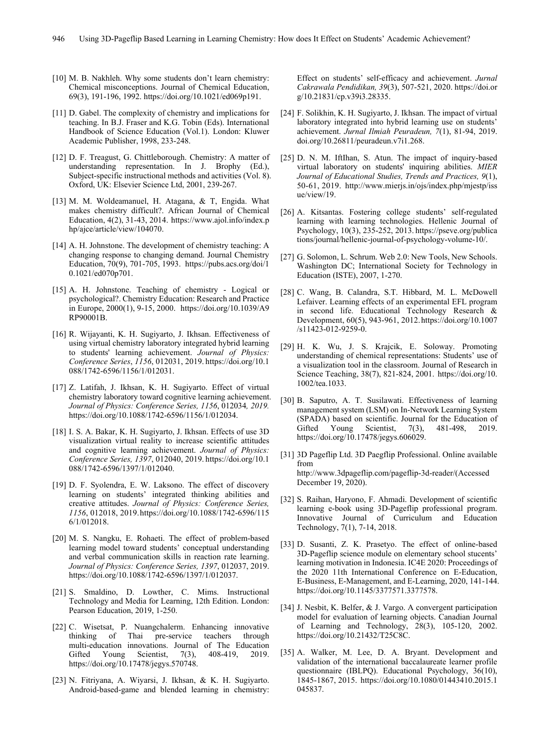[10] M. B. Nakhleh. Why some students don't learn chemistry: Chemical misconceptions. Journal of Chemical Education, 69(3), 191-196, 1992. https://doi.org/10.1021/ed069p191.

[11] D. Gabel. The complexity of chemistry and implications for teaching. In B.J. Fraser and K.G. Tobin (Eds). International Handbook of Science Education (Vol.1). London: Kluwer Academic Publisher, 1998, 233-248.

[12] D. F. Treagust, G. Chittleborough. Chemistry: A matter of understanding representation. In J. Brophy (Ed.), Subject-specific instructional methods and activities (Vol. 8). Oxford, UK: Elsevier Science Ltd, 2001, 239-267.

[13] M. M. Woldeamanuel, H. Atagana, & T, Engida. What makes chemistry difficult?. African Journal of Chemical Education, 4(2), 31-43, 2014. https://www.ajol.info/index.php/ajce/article/view/104070.

[14] A. H. Johnstone. The development of chemistry teaching: A changing response to changing demand. Journal Chemistry Education, 70(9), 701-705, 1993. https://pubs.acs.org/doi/10.1021/ed070p701.

[15] A. H. Johnstone. Teaching of chemistry - Logical or psychological?. Chemistry Education: Research and Practice in Europe, 2000(1), 9-15, 2000. https://doi.org/10.1039/A9RP90001B.

[16] R. Wijayanti, K. H. Sugiyarto, J. Ikhsan. Effectiveness of using virtual chemistry laboratory integrated hybrid learning to students' learning achievement. *Journal of Physics: Conference Series*, *1156*, 012031, 2019. https://doi.org/10.1088/1742-6596/1156/1/012031.

[17] Z. Latifah, J. Ikhsan, K. H. Sugiyarto. Effect of virtual chemistry laboratory toward cognitive learning achievement. *Journal of Physics: Conference Series, 1156*, 012034*, 2019.* https://doi.org/10.1088/1742-6596/1156/1/012034.

[18] I. S. A. Bakar, K. H. Sugiyarto, J. Ikhsan. Effects of use 3D visualization virtual reality to increase scientific attitudes and cognitive learning achievement. *Journal of Physics: Conference Series, 1397*, 012040, 2019. https://doi.org/10.1088/1742-6596/1397/1/012040.

[19] D. F. Syolendra, E. W. Laksono. The effect of discovery learning on students' integrated thinking abilities and creative attitudes. *Journal of Physics: Conference Series, 1156*, 012018, 2019. https://doi.org/10.1088/1742-6596/1156/1/012018.

[20] M. S. Nangku, E. Rohaeti. The effect of problem-based learning model toward students' conceptual understanding and verbal communication skills in reaction rate learning. *Journal of Physics: Conference Series, 1397*, 012037, 2019. https://doi.org/10.1088/1742-6596/1397/1/012037.

[21] S. Smaldino, D. Lowther, C. Mims. Instructional Technology and Media for Learning, 12th Edition. London: Pearson Education, 2019, 1-250.

[22] C. Wisetsat, P. Nuangchalerm. Enhancing innovative thinking of Thai pre-service teachers through multi-education innovations. Journal of The Education Gifted Young Scientist, 7(3), 408-419, 2019. https://doi.org/10.17478/jegys.570748.

[23] N. Fitriyana, A. Wiyarsi, J. Ikhsan, & K. H. Sugiyarto. Android-based-game and blended learning in chemistry: Effect on students' self-efficacy and achievement. *Jurnal Cakrawala Pendidikan, 39*(3), 507-521, 2020. https://doi.org/10.21831/cp.v39i3.28335.

[24] F. Solikhin, K. H. Sugiyarto, J. Ikhsan. The impact of virtual laboratory integrated into hybrid learning use on students' achievement. *Jurnal Ilmiah Peuradeun, 7*(1), 81-94, 2019. doi.org/10.26811/peuradeun.v7i1.268.

[25] D. N. M. IftIhan, S. Atun. The impact of inquiry-based virtual laboratory on students' inquiring abilities. *MIER Journal of Educational Studies, Trends and Practices, 9*(1), 50-61, 2019. http://www.mierjs.in/ojs/index.php/mjestp/issue/view/19.

[26] A. Kitsantas. Fostering college students' self-regulated learning with learning technologies. Hellenic Journal of Psychology, 10(3), 235-252, 2013. https://pseve.org/publications/journal/hellenic-journal-of-psychology-volume-10/.

[27] G. Solomon, L. Schrum. Web 2.0: New Tools, New Schools. Washington DC; International Society for Technology in Education (ISTE), 2007, 1-270.

[28] C. Wang, B. Calandra, S.T. Hibbard, M. L. McDowell Lefaiver. Learning effects of an experimental EFL program in second life. Educational Technology Research & Development, 60(5), 943-961, 2012. https://doi.org/10.1007/s11423-012-9259-0.

[29] H. K. Wu, J. S. Krajcik, E. Soloway. Promoting understanding of chemical representations: Students' use of a visualization tool in the classroom. Journal of Research in Science Teaching, 38(7), 821-824, 2001. https://doi.org/10.1002/tea.1033.

[30] B. Saputro, A. T. Susilawati. Effectiveness of learning management system (LSM) on In-Network Learning System (SPADA) based on scientific. Journal for the Education of Gifted Young Scientist, 7(3), 481-498, 2019. https://doi.org/10.17478/jegys.606029.

[31] 3D Pageflip Ltd. 3D Paegflip Professional. Online available from http://www.3dpageflip.com/pageflip-3d-reader/(Accessed December 19, 2020).

[32] S. Raihan, Haryono, F. Ahmadi. Development of scientific learning e-book using 3D-Pageflip professional program. Innovative Journal of Curriculum and Education Technology, 7(1), 7-14, 2018.

[33] D. Susanti, Z. K. Prasetyo. The effect of online-based 3D-Pageflip science module on elementary school stucents' learning motivation in Indonesia. IC4E 2020: Proceedings of the 2020 11th International Conference on E-Education, E-Business, E-Management, and E-Learning, 2020, 141-144. https://doi.org/10.1145/3377571.3377578.

[34] J. Nesbit, K. Belfer, & J. Vargo. A convergent participation model for evaluation of learning objects. Canadian Journal of Learning and Technology, 28(3), 105-120, 2002. https://doi.org/10.21432/T25C8C.

[35] A. Walker, M. Lee, D. A. Bryant. Development and validation of the international baccalaureate learner profile questionnaire (IBLPQ). Educational Psychology, 36(10), 1845-1867, 2015. https://doi.org/10.1080/01443410.2015.1045837.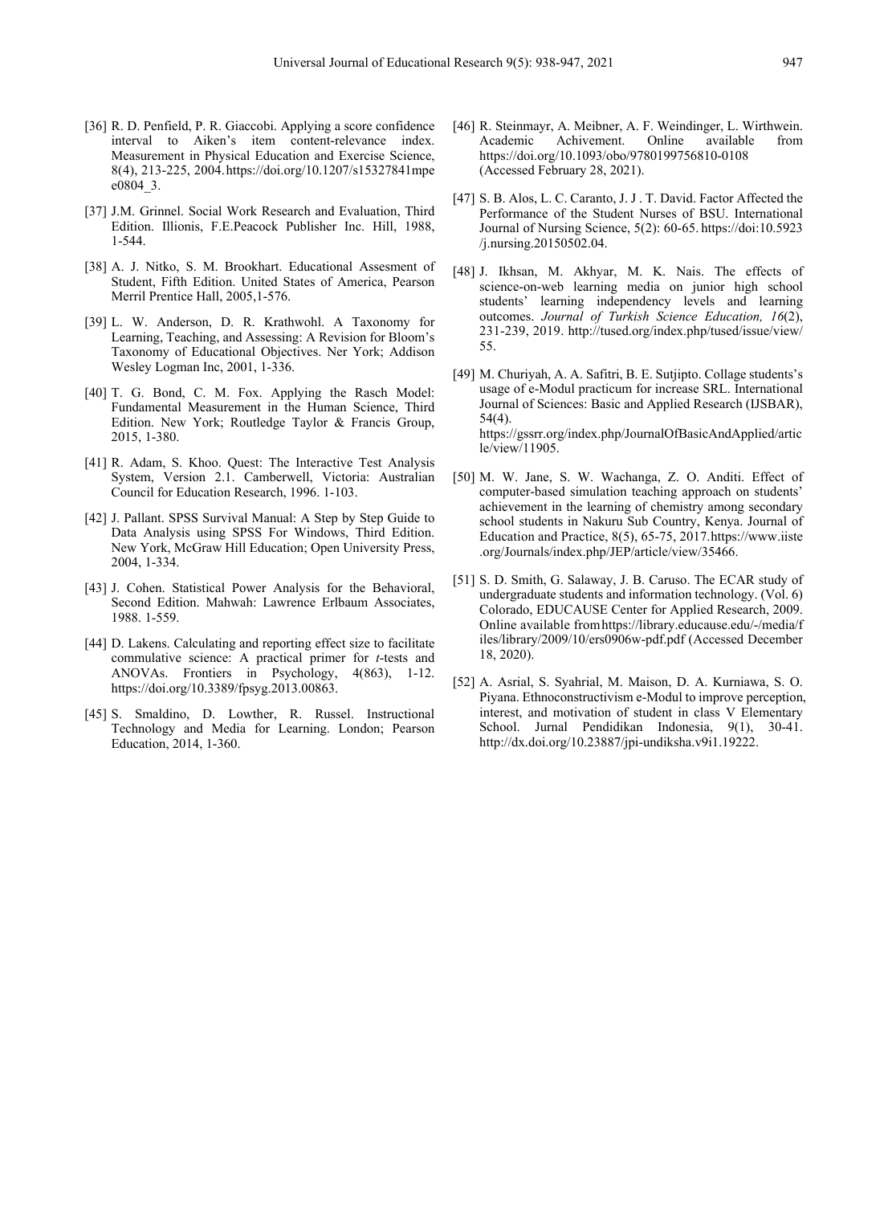[36] R. D. Penfield, P. R. Giaccobi. Applying a score confidence interval to Aiken's item content-relevance index. Measurement in Physical Education and Exercise Science, 8(4), 213-225, 2004. https://doi.org/10.1207/s15327841mpee0804_3.

[37] J.M. Grinnel. Social Work Research and Evaluation, Third Edition. Illionis, F.E.Peacock Publisher Inc. Hill, 1988, 1-544.

[38] A. J. Nitko, S. M. Brookhart. Educational Assesment of Student, Fifth Edition. United States of America, Pearson Merril Prentice Hall, 2005,1-576.

[39] L. W. Anderson, D. R. Krathwohl. A Taxonomy for Learning, Teaching, and Assessing: A Revision for Bloom's Taxonomy of Educational Objectives. Ner York; Addison Wesley Logman Inc, 2001, 1-336.

[40] T. G. Bond, C. M. Fox. Applying the Rasch Model: Fundamental Measurement in the Human Science, Third Edition. New York; Routledge Taylor & Francis Group, 2015, 1-380.

[41] R. Adam, S. Khoo. Quest: The Interactive Test Analysis System, Version 2.1. Camberwell, Victoria: Australian Council for Education Research, 1996. 1-103.

[42] J. Pallant. SPSS Survival Manual: A Step by Step Guide to Data Analysis using SPSS For Windows, Third Edition. New York, McGraw Hill Education; Open University Press, 2004, 1-334.

[43] J. Cohen. Statistical Power Analysis for the Behavioral, Second Edition. Mahwah: Lawrence Erlbaum Associates, 1988. 1-559.

[44] D. Lakens. Calculating and reporting effect size to facilitate commulative science: A practical primer for *t*-tests and ANOVAs. Frontiers in Psychology, 4(863), 1-12. https://doi.org/10.3389/fpsyg.2013.00863.

[45] S. Smaldino, D. Lowther, R. Russel. Instructional Technology and Media for Learning. London; Pearson Education, 2014, 1-360.

[46] R. Steinmayr, A. Meibner, A. F. Weindinger, L. Wirthwein. Academic Achivement. Online available from https://doi.org/10.1093/obo/9780199756810-0108 (Accessed February 28, 2021).

[47] S. B. Alos, L. C. Caranto, J. J . T. David. Factor Affected the Performance of the Student Nurses of BSU. International Journal of Nursing Science, 5(2): 60-65. https://doi:10.5923/j.nursing.20150502.04.

[48] J. Ikhsan, M. Akhyar, M. K. Nais. The effects of science-on-web learning media on junior high school students' learning independency levels and learning outcomes. *Journal of Turkish Science Education, 16*(2), 231-239, 2019. http://tused.org/index.php/tused/issue/view/55.

[49] M. Churiyah, A. A. Safitri, B. E. Sutjipto. Collage students's usage of e-Modul practicum for increase SRL. International Journal of Sciences: Basic and Applied Research (IJSBAR), 54(4). https://gssrr.org/index.php/JournalOfBasicAndApplied/article/view/11905.

[50] M. W. Jane, S. W. Wachanga, Z. O. Anditi. Effect of computer-based simulation teaching approach on students' achievement in the learning of chemistry among secondary school students in Nakuru Sub Country, Kenya. Journal of Education and Practice, 8(5), 65-75, 2017. https://www.iiste.org/Journals/index.php/JEP/article/view/35466.

[51] S. D. Smith, G. Salaway, J. B. Caruso. The ECAR study of undergraduate students and information technology. (Vol. 6) Colorado, EDUCAUSE Center for Applied Research, 2009. Online available from https://library.educause.edu/-/media/files/library/2009/10/ers0906w-pdf.pdf (Accessed December 18, 2020).

[52] A. Asrial, S. Syahrial, M. Maison, D. A. Kurniawa, S. O. Piyana. Ethnoconstructivism e-Modul to improve perception, interest, and motivation of student in class V Elementary School. Jurnal Pendidikan Indonesia, 9(1), 30-41. http://dx.doi.org/10.23887/jpi-undiksha.v9i1.19222.